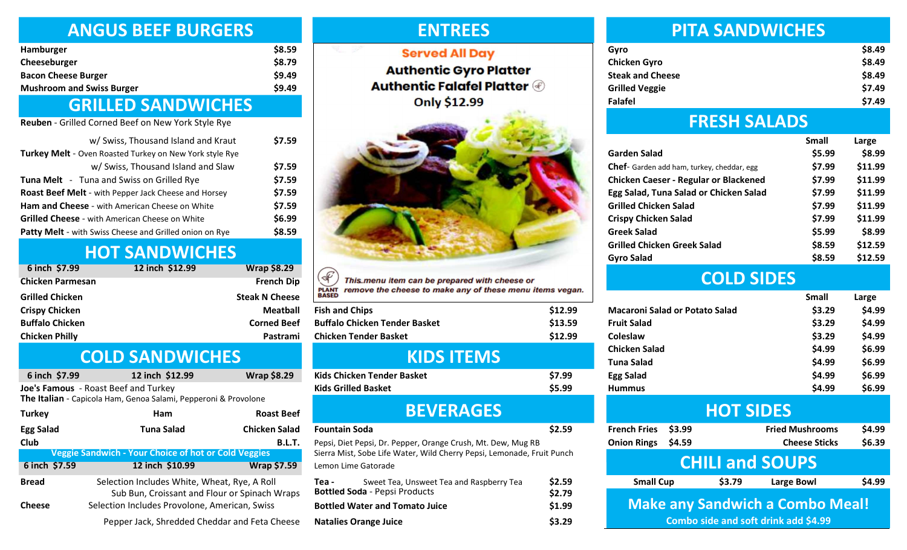# ANGUS BEEF BURGERS

| Item | Price |
|---|---|
| Hamburger | $8.59 |
| Cheeseburger | $8.79 |
| Bacon Cheese Burger | $9.49 |
| Mushroom and Swiss Burger | $9.49 |

# GRILLED SANDWICHES

| Item | Price |
|---|---|
| **Reuben** - Grilled Corned Beef on New York Style Rye w/ Swiss, Thousand Island and Kraut | $7.59 |
| **Turkey Melt** - Oven Roasted Turkey on New York style Rye w/ Swiss, Thousand Island and Slaw | $7.59 |
| **Tuna Melt** - Tuna and Swiss on Grilled Rye | $7.59 |
| **Roast Beef Melt** - with Pepper Jack Cheese and Horsey | $7.59 |
| **Ham and Cheese** - with American Cheese on White | $7.59 |
| **Grilled Cheese** - with American Cheese on White | $6.99 |
| **Patty Melt** - with Swiss Cheese and Grilled onion on Rye | $8.59 |

# HOT SANDWICHES

| 6 inch $7.99 | 12 inch $12.99 | Wrap $8.29 |
|---|---|---|
| Chicken Parmesan | | French Dip |
| Grilled Chicken | | Steak N Cheese |
| Crispy Chicken | | Meatball |
| Buffalo Chicken | | Corned Beef |
| Chicken Philly | | Pastrami |

# COLD SANDWICHES

| 6 inch $7.99 | 12 inch $12.99 | Wrap $8.29 |
|---|---|---|

**Joe's Famous** - Roast Beef and Turkey
**The Italian** - Capicola Ham, Genoa Salami, Pepperoni & Provolone

| | | |
|---|---|---|
| Turkey | Ham | Roast Beef |
| Egg Salad | Tuna Salad | Chicken Salad |
| Club | | B.L.T. |

**Veggie Sandwich - Your Choice of hot or Cold Veggies**

| 6 inch $7.59 | 12 inch $10.99 | Wrap $7.59 |
|---|---|---|

**Bread** Selection Includes White, Wheat, Rye, A Roll, Sub Bun, Croissant and Flour or Spinach Wraps

**Cheese** Selection Includes Provolone, American, Swiss, Pepper Jack, Shredded Cheddar and Feta Cheese

# ENTREES

**Served All Day**

**Authentic Gyro Platter**
**Authentic Falafel Platter**
**Only $12.99**

*This menu item can be prepared with cheese or remove the cheese to make any of these menu items vegan.* (PLANT BASED)

| Item | Price |
|---|---|
| Fish and Chips | $12.99 |
| Buffalo Chicken Tender Basket | $13.59 |
| Chicken Tender Basket | $12.99 |

# KIDS ITEMS

| Item | Price |
|---|---|
| Kids Chicken Tender Basket | $7.99 |
| Kids Grilled Basket | $5.99 |

# BEVERAGES

| Item | Price |
|---|---|
| **Fountain Soda** - Pepsi, Diet Pepsi, Dr. Pepper, Orange Crush, Mt. Dew, Mug RB, Sierra Mist, Sobe Life Water, Wild Cherry Pepsi, Lemonade, Fruit Punch, Lemon Lime Gatorade | $2.59 |
| **Tea** - Sweet Tea, Unsweet Tea and Raspberry Tea | $2.59 |
| **Bottled Soda** - Pepsi Products | $2.79 |
| Bottled Water and Tomato Juice | $1.99 |
| Natalies Orange Juice | $3.29 |

# PITA SANDWICHES

| Item | Price |
|---|---|
| Gyro | $8.49 |
| Chicken Gyro | $8.49 |
| Steak and Cheese | $8.49 |
| Grilled Veggie | $7.49 |
| Falafel | $7.49 |

# FRESH SALADS

| Item | Small | Large |
|---|---|---|
| Garden Salad | $5.99 | $8.99 |
| Chef- Garden add ham, turkey, cheddar, egg | $7.99 | $11.99 |
| Chicken Caeser - Regular or Blackened | $7.99 | $11.99 |
| Egg Salad, Tuna Salad or Chicken Salad | $7.99 | $11.99 |
| Grilled Chicken Salad | $7.99 | $11.99 |
| Crispy Chicken Salad | $7.99 | $11.99 |
| Greek Salad | $5.99 | $8.99 |
| Grilled Chicken Greek Salad | $8.59 | $12.59 |
| Gyro Salad | $8.59 | $12.59 |

# COLD SIDES

| Item | Small | Large |
|---|---|---|
| Macaroni Salad or Potato Salad | $3.29 | $4.99 |
| Fruit Salad | $3.29 | $4.99 |
| Coleslaw | $3.29 | $4.99 |
| Chicken Salad | $4.99 | $6.99 |
| Tuna Salad | $4.99 | $6.99 |
| Egg Salad | $4.99 | $6.99 |
| Hummus | $4.99 | $6.99 |

# HOT SIDES

| Item | Price | Item | Price |
|---|---|---|---|
| French Fries | $3.99 | Fried Mushrooms | $4.99 |
| Onion Rings | $4.59 | Cheese Sticks | $6.39 |

# CHILI and SOUPS

| Small Cup | $3.79 | Large Bowl | $4.99 |
|---|---|---|---|

## Make any Sandwich a Combo Meal!

Combo side and soft drink add $4.99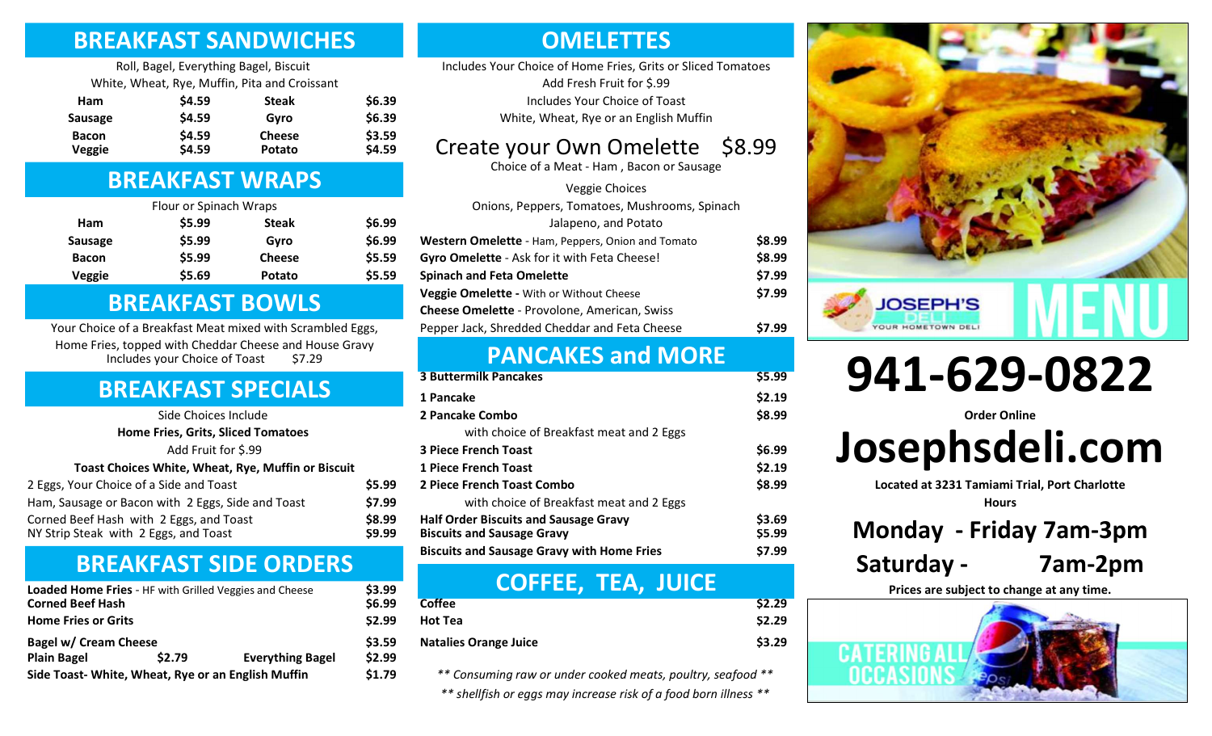## BREAKFAST SANDWICHES

Roll, Bagel, Everything Bagel, Biscuit
White, Wheat, Rye, Muffin, Pita and Croissant

| | | | |
|---|---|---|---|
| **Ham** | **$4.59** | **Steak** | **$6.39** |
| **Sausage** | **$4.59** | **Gyro** | **$6.39** |
| **Bacon** | **$4.59** | **Cheese** | **$3.59** |
| **Veggie** | **$4.59** | **Potato** | **$4.59** |

## BREAKFAST WRAPS

Flour or Spinach Wraps

| | | | |
|---|---|---|---|
| **Ham** | **$5.99** | **Steak** | **$6.99** |
| **Sausage** | **$5.99** | **Gyro** | **$6.99** |
| **Bacon** | **$5.99** | **Cheese** | **$5.59** |
| **Veggie** | **$5.69** | **Potato** | **$5.59** |

## BREAKFAST BOWLS

Your Choice of a Breakfast Meat mixed with Scrambled Eggs, Home Fries, topped with Cheddar Cheese and House Gravy
Includes your Choice of Toast $7.29

## BREAKFAST SPECIALS

Side Choices Include
**Home Fries, Grits, Sliced Tomatoes**
Add Fruit for $.99
**Toast Choices White, Wheat, Rye, Muffin or Biscuit**

| | |
|---|---|
| 2 Eggs, Your Choice of a Side and Toast | **$5.99** |
| Ham, Sausage or Bacon with 2 Eggs, Side and Toast | **$7.99** |
| Corned Beef Hash with 2 Eggs, and Toast | **$8.99** |
| NY Strip Steak with 2 Eggs, and Toast | **$9.99** |

## BREAKFAST SIDE ORDERS

| | | | |
|---|---|---|---|
| **Loaded Home Fries** - HF with Grilled Veggies and Cheese | | | **$3.99** |
| **Corned Beef Hash** | | | **$6.99** |
| **Home Fries or Grits** | | | **$2.99** |
| **Bagel w/ Cream Cheese** | | | **$3.59** |
| **Plain Bagel** | **$2.79** | **Everything Bagel** | **$2.99** |
| **Side Toast- White, Wheat, Rye or an English Muffin** | | | **$1.79** |

## OMELETTES

Includes Your Choice of Home Fries, Grits or Sliced Tomatoes
Add Fresh Fruit for $.99
Includes Your Choice of Toast
White, Wheat, Rye or an English Muffin

### Create your Own Omelette $8.99

Choice of a Meat - Ham , Bacon or Sausage

Veggie Choices
Onions, Peppers, Tomatoes, Mushrooms, Spinach
Jalapeno, and Potato

| | |
|---|---|
| **Western Omelette** - Ham, Peppers, Onion and Tomato | **$8.99** |
| **Gyro Omelette** - Ask for it with Feta Cheese! | **$8.99** |
| **Spinach and Feta Omelette** | **$7.99** |
| **Veggie Omelette** - With or Without Cheese | **$7.99** |
| **Cheese Omelette** - Provolone, American, Swiss Pepper Jack, Shredded Cheddar and Feta Cheese | **$7.99** |

## PANCAKES and MORE

| | |
|---|---|
| **3 Buttermilk Pancakes** | **$5.99** |
| **1 Pancake** | **$2.19** |
| **2 Pancake Combo** with choice of Breakfast meat and 2 Eggs | **$8.99** |
| **3 Piece French Toast** | **$6.99** |
| **1 Piece French Toast** | **$2.19** |
| **2 Piece French Toast Combo** with choice of Breakfast meat and 2 Eggs | **$8.99** |
| **Half Order Biscuits and Sausage Gravy** | **$3.69** |
| **Biscuits and Sausage Gravy** | **$5.99** |
| **Biscuits and Sausage Gravy with Home Fries** | **$7.99** |

## COFFEE, TEA, JUICE

| | |
|---|---|
| **Coffee** | **$2.29** |
| **Hot Tea** | **$2.29** |
| **Natalies Orange Juice** | **$3.29** |

*\*\* Consuming raw or under cooked meats, poultry, seafood \*\**
*\*\* shellfish or eggs may increase risk of a food born illness \*\**

JOSEPH'S DELI
YOUR HOMETOWN DELI
MENU

# 941-629-0822

**Order Online**

# Josephsdeli.com

**Located at 3231 Tamiami Trial, Port Charlotte**

**Hours**

## Monday - Friday 7am-3pm

## Saturday - 7am-2pm

**Prices are subject to change at any time.**

CATERING ALL OCCASIONS